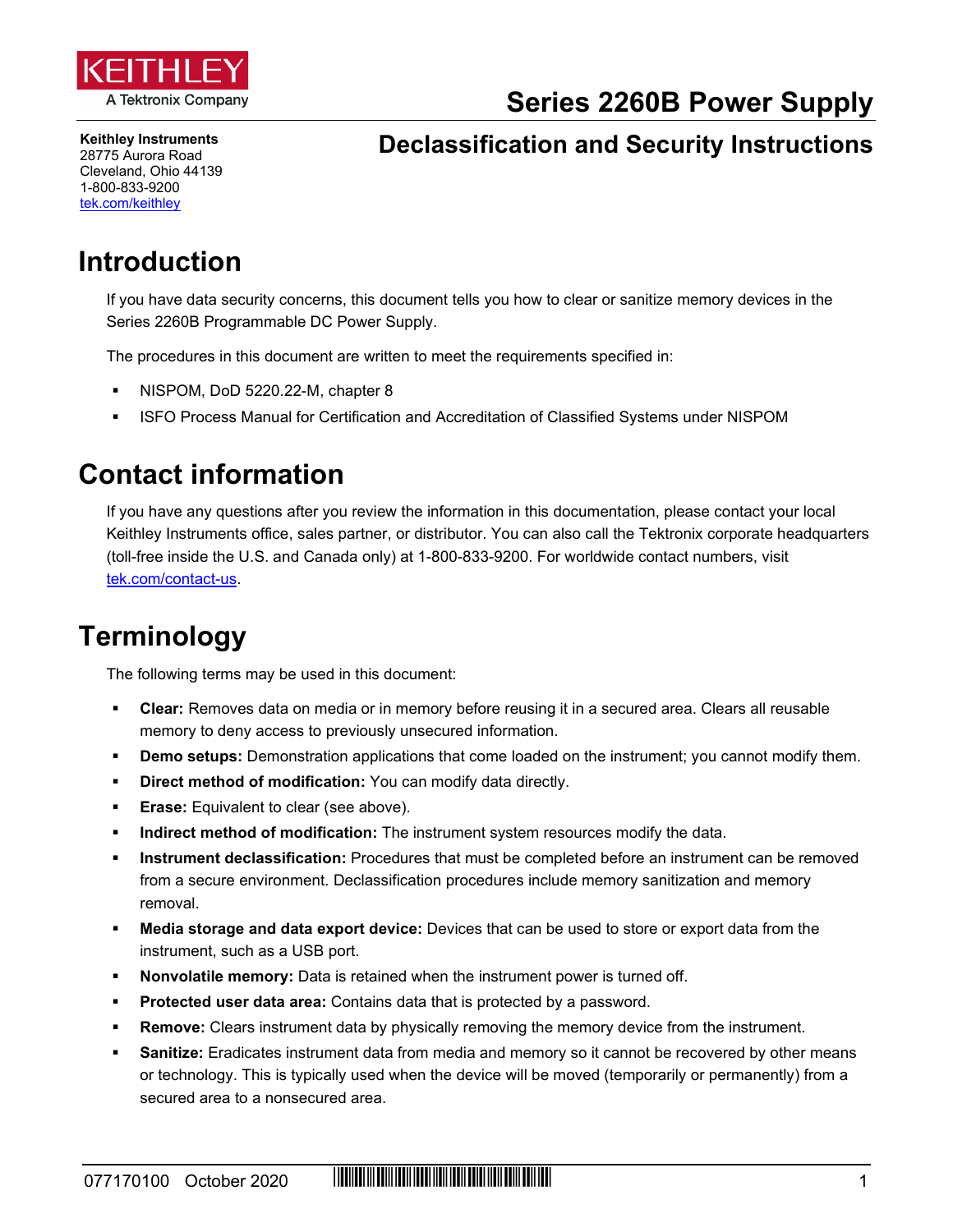KEITHLEY
A Tektronix Company

# Series 2260B Power Supply

## Declassification and Security Instructions

**Keithley Instruments**
28775 Aurora Road
Cleveland, Ohio 44139
1-800-833-9200
tek.com/keithley

# Introduction

If you have data security concerns, this document tells you how to clear or sanitize memory devices in the Series 2260B Programmable DC Power Supply.

The procedures in this document are written to meet the requirements specified in:

- NISPOM, DoD 5220.22-M, chapter 8
- ISFO Process Manual for Certification and Accreditation of Classified Systems under NISPOM

# Contact information

If you have any questions after you review the information in this documentation, please contact your local Keithley Instruments office, sales partner, or distributor. You can also call the Tektronix corporate headquarters (toll-free inside the U.S. and Canada only) at 1-800-833-9200. For worldwide contact numbers, visit tek.com/contact-us.

# Terminology

The following terms may be used in this document:

- **Clear:** Removes data on media or in memory before reusing it in a secured area. Clears all reusable memory to deny access to previously unsecured information.
- **Demo setups:** Demonstration applications that come loaded on the instrument; you cannot modify them.
- **Direct method of modification:** You can modify data directly.
- **Erase:** Equivalent to clear (see above).
- **Indirect method of modification:** The instrument system resources modify the data.
- **Instrument declassification:** Procedures that must be completed before an instrument can be removed from a secure environment. Declassification procedures include memory sanitization and memory removal.
- **Media storage and data export device:** Devices that can be used to store or export data from the instrument, such as a USB port.
- **Nonvolatile memory:** Data is retained when the instrument power is turned off.
- **Protected user data area:** Contains data that is protected by a password.
- **Remove:** Clears instrument data by physically removing the memory device from the instrument.
- **Sanitize:** Eradicates instrument data from media and memory so it cannot be recovered by other means or technology. This is typically used when the device will be moved (temporarily or permanently) from a secured area to a nonsecured area.

077170100 October 2020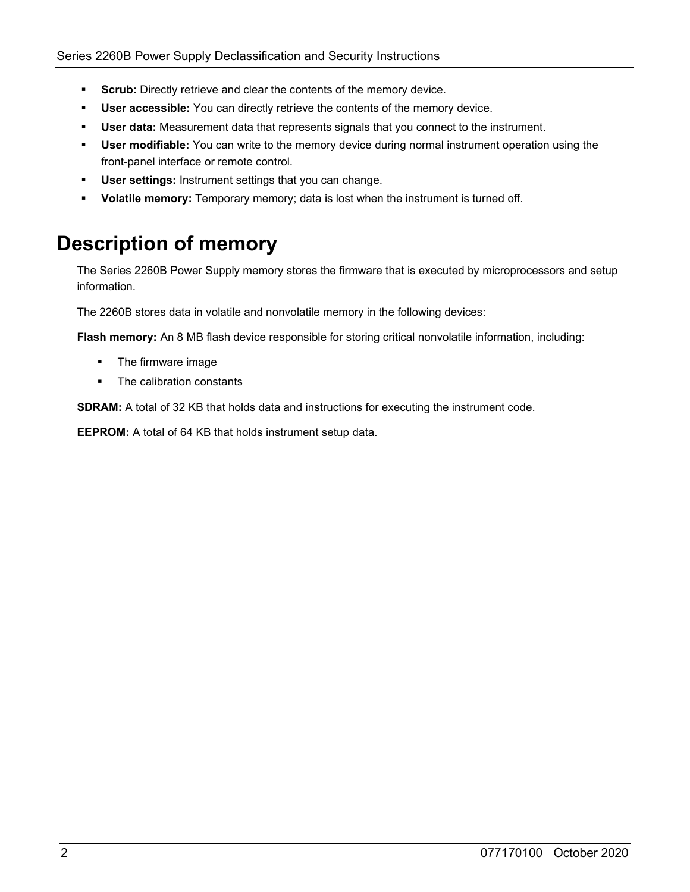- **Scrub:** Directly retrieve and clear the contents of the memory device.
- **User accessible:** You can directly retrieve the contents of the memory device.
- **User data:** Measurement data that represents signals that you connect to the instrument.
- **User modifiable:** You can write to the memory device during normal instrument operation using the front-panel interface or remote control.
- **User settings:** Instrument settings that you can change.
- **Volatile memory:** Temporary memory; data is lost when the instrument is turned off.

# Description of memory

The Series 2260B Power Supply memory stores the firmware that is executed by microprocessors and setup information.

The 2260B stores data in volatile and nonvolatile memory in the following devices:

**Flash memory:** An 8 MB flash device responsible for storing critical nonvolatile information, including:

- The firmware image
- The calibration constants

**SDRAM:** A total of 32 KB that holds data and instructions for executing the instrument code.

**EEPROM:** A total of 64 KB that holds instrument setup data.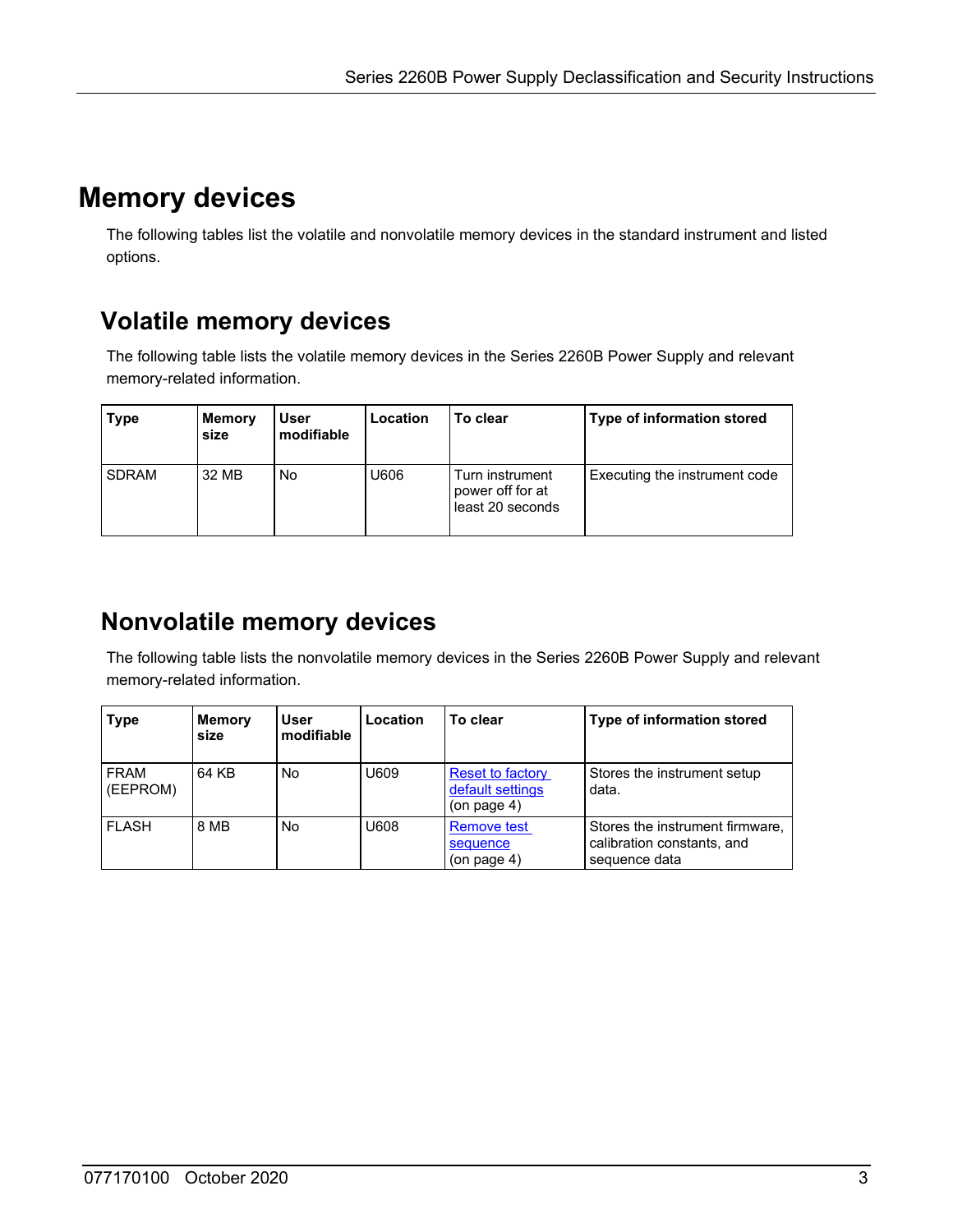# Memory devices

The following tables list the volatile and nonvolatile memory devices in the standard instrument and listed options.

## Volatile memory devices

The following table lists the volatile memory devices in the Series 2260B Power Supply and relevant memory-related information.

| Type | Memory size | User modifiable | Location | To clear | Type of information stored |
|---|---|---|---|---|---|
| SDRAM | 32 MB | No | U606 | Turn instrument power off for at least 20 seconds | Executing the instrument code |

## Nonvolatile memory devices

The following table lists the nonvolatile memory devices in the Series 2260B Power Supply and relevant memory-related information.

| Type | Memory size | User modifiable | Location | To clear | Type of information stored |
|---|---|---|---|---|---|
| FRAM (EEPROM) | 64 KB | No | U609 | Reset to factory default settings (on page 4) | Stores the instrument setup data. |
| FLASH | 8 MB | No | U608 | Remove test sequence (on page 4) | Stores the instrument firmware, calibration constants, and sequence data |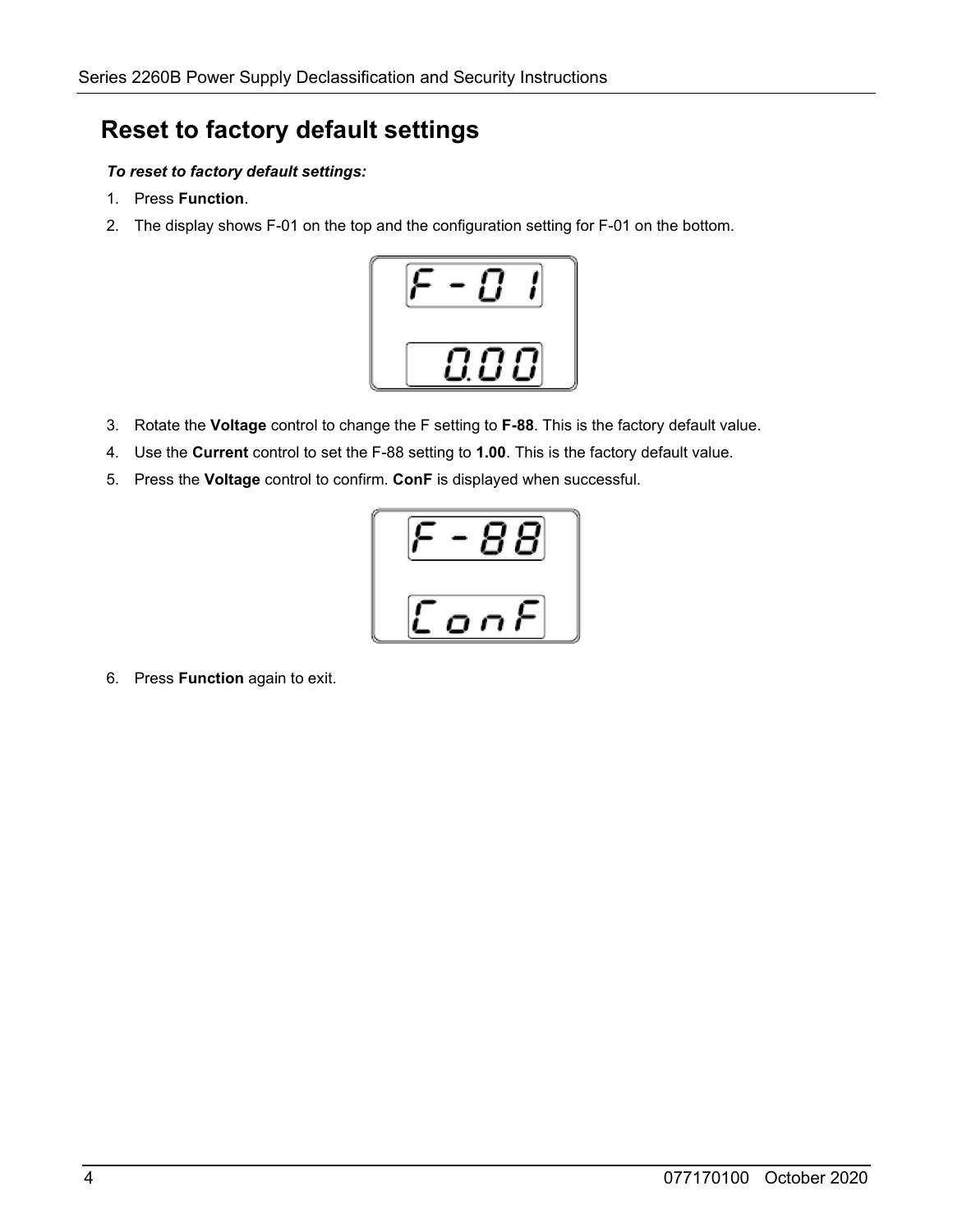# Reset to factory default settings

***To reset to factory default settings:***

1. Press **Function**.
2. The display shows F-01 on the top and the configuration setting for F-01 on the bottom.
3. Rotate the **Voltage** control to change the F setting to **F-88**. This is the factory default value.
4. Use the **Current** control to set the F-88 setting to **1.00**. This is the factory default value.
5. Press the **Voltage** control to confirm. **ConF** is displayed when successful.
6. Press **Function** again to exit.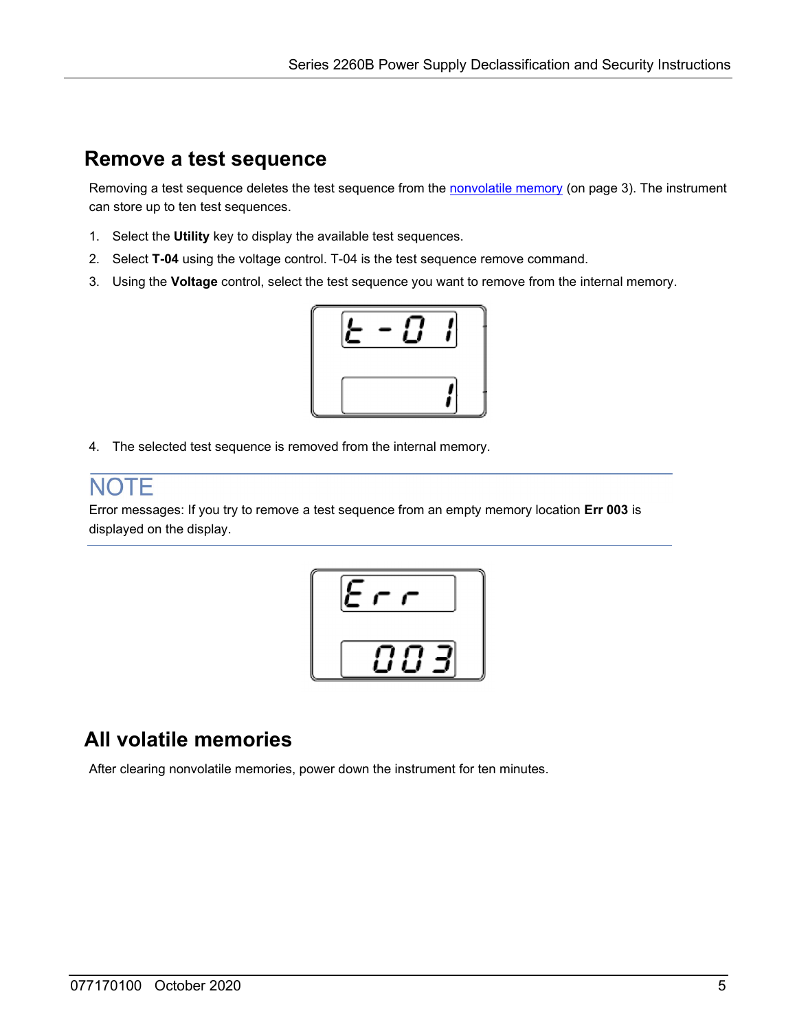## Remove a test sequence

Removing a test sequence deletes the test sequence from the nonvolatile memory (on page 3). The instrument can store up to ten test sequences.

1. Select the **Utility** key to display the available test sequences.
2. Select **T-04** using the voltage control. T-04 is the test sequence remove command.
3. Using the **Voltage** control, select the test sequence you want to remove from the internal memory.

t-01
1

4. The selected test sequence is removed from the internal memory.

### NOTE

Error messages: If you try to remove a test sequence from an empty memory location **Err 003** is displayed on the display.

Err
003

## All volatile memories

After clearing nonvolatile memories, power down the instrument for ten minutes.